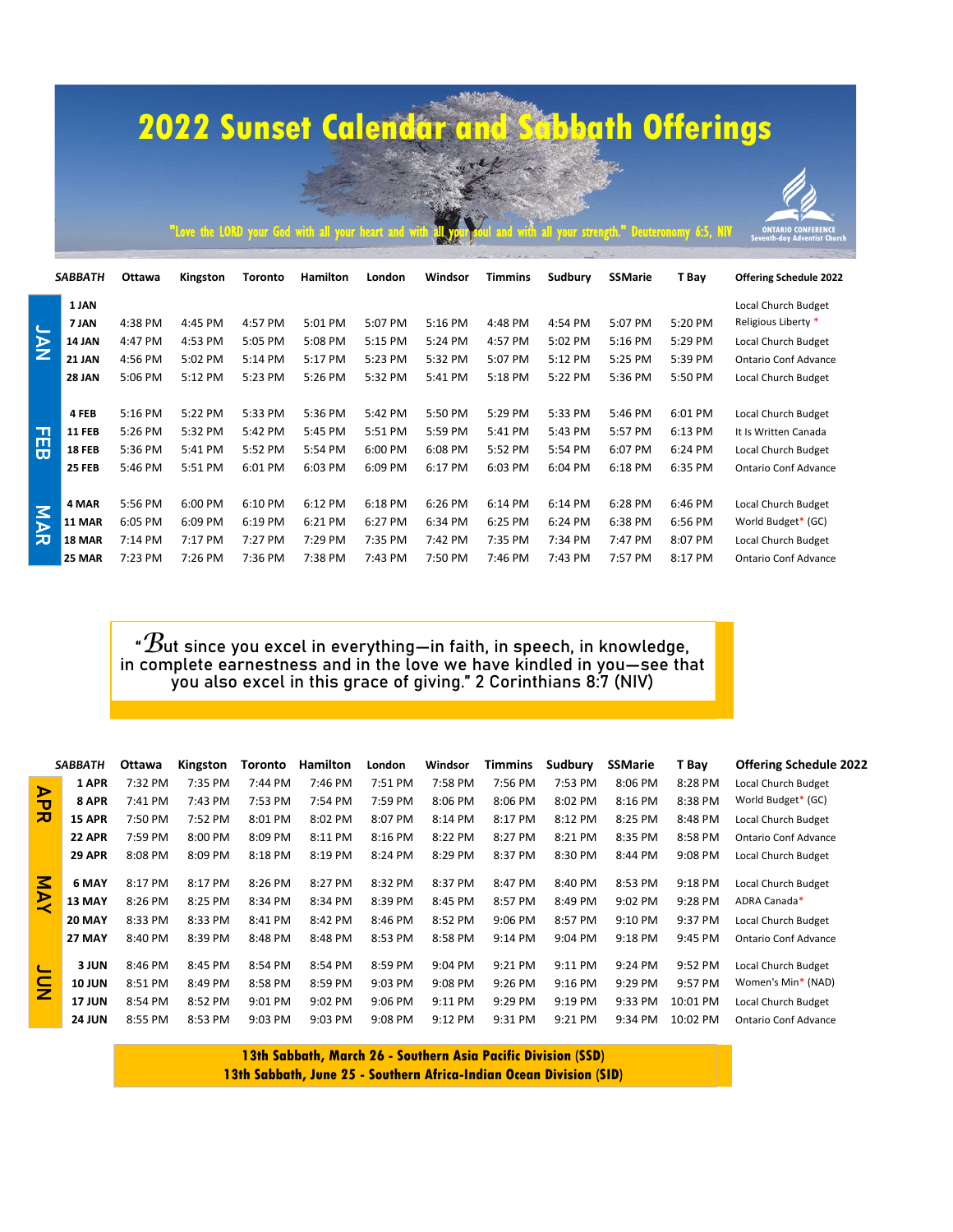# 2022 Sunset Calendar and Sabbath Offerings

"Love the LORD your God with all your heart and with all your soul and with all your strength." Deuteronomy 6:5, NIV

ONTARIO CONFERENCE
Seventh-day Adventist Church

| | SABBATH | Ottawa | Kingston | Toronto | Hamilton | London | Windsor | Timmins | Sudbury | SSMarie | T Bay | Offering Schedule 2022 |
|---|---|---|---|---|---|---|---|---|---|---|---|---|
| JAN | 1 JAN | | | | | | | | | | | Local Church Budget |
| JAN | 7 JAN | 4:38 PM | 4:45 PM | 4:57 PM | 5:01 PM | 5:07 PM | 5:16 PM | 4:48 PM | 4:54 PM | 5:07 PM | 5:20 PM | Religious Liberty * |
| JAN | 14 JAN | 4:47 PM | 4:53 PM | 5:05 PM | 5:08 PM | 5:15 PM | 5:24 PM | 4:57 PM | 5:02 PM | 5:16 PM | 5:29 PM | Local Church Budget |
| JAN | 21 JAN | 4:56 PM | 5:02 PM | 5:14 PM | 5:17 PM | 5:23 PM | 5:32 PM | 5:07 PM | 5:12 PM | 5:25 PM | 5:39 PM | Ontario Conf Advance |
| JAN | 28 JAN | 5:06 PM | 5:12 PM | 5:23 PM | 5:26 PM | 5:32 PM | 5:41 PM | 5:18 PM | 5:22 PM | 5:36 PM | 5:50 PM | Local Church Budget |
| FEB | 4 FEB | 5:16 PM | 5:22 PM | 5:33 PM | 5:36 PM | 5:42 PM | 5:50 PM | 5:29 PM | 5:33 PM | 5:46 PM | 6:01 PM | Local Church Budget |
| FEB | 11 FEB | 5:26 PM | 5:32 PM | 5:42 PM | 5:45 PM | 5:51 PM | 5:59 PM | 5:41 PM | 5:43 PM | 5:57 PM | 6:13 PM | It Is Written Canada |
| FEB | 18 FEB | 5:36 PM | 5:41 PM | 5:52 PM | 5:54 PM | 6:00 PM | 6:08 PM | 5:52 PM | 5:54 PM | 6:07 PM | 6:24 PM | Local Church Budget |
| FEB | 25 FEB | 5:46 PM | 5:51 PM | 6:01 PM | 6:03 PM | 6:09 PM | 6:17 PM | 6:03 PM | 6:04 PM | 6:18 PM | 6:35 PM | Ontario Conf Advance |
| MAR | 4 MAR | 5:56 PM | 6:00 PM | 6:10 PM | 6:12 PM | 6:18 PM | 6:26 PM | 6:14 PM | 6:14 PM | 6:28 PM | 6:46 PM | Local Church Budget |
| MAR | 11 MAR | 6:05 PM | 6:09 PM | 6:19 PM | 6:21 PM | 6:27 PM | 6:34 PM | 6:25 PM | 6:24 PM | 6:38 PM | 6:56 PM | World Budget* (GC) |
| MAR | 18 MAR | 7:14 PM | 7:17 PM | 7:27 PM | 7:29 PM | 7:35 PM | 7:42 PM | 7:35 PM | 7:34 PM | 7:47 PM | 8:07 PM | Local Church Budget |
| MAR | 25 MAR | 7:23 PM | 7:26 PM | 7:36 PM | 7:38 PM | 7:43 PM | 7:50 PM | 7:46 PM | 7:43 PM | 7:57 PM | 8:17 PM | Ontario Conf Advance |

"But since you excel in everything—in faith, in speech, in knowledge, in complete earnestness and in the love we have kindled in you—see that you also excel in this grace of giving." 2 Corinthians 8:7 (NIV)

| | SABBATH | Ottawa | Kingston | Toronto | Hamilton | London | Windsor | Timmins | Sudbury | SSMarie | T Bay | Offering Schedule 2022 |
|---|---|---|---|---|---|---|---|---|---|---|---|---|
| APR | 1 APR | 7:32 PM | 7:35 PM | 7:44 PM | 7:46 PM | 7:51 PM | 7:58 PM | 7:56 PM | 7:53 PM | 8:06 PM | 8:28 PM | Local Church Budget |
| APR | 8 APR | 7:41 PM | 7:43 PM | 7:53 PM | 7:54 PM | 7:59 PM | 8:06 PM | 8:06 PM | 8:02 PM | 8:16 PM | 8:38 PM | World Budget* (GC) |
| APR | 15 APR | 7:50 PM | 7:52 PM | 8:01 PM | 8:02 PM | 8:07 PM | 8:14 PM | 8:17 PM | 8:12 PM | 8:25 PM | 8:48 PM | Local Church Budget |
| APR | 22 APR | 7:59 PM | 8:00 PM | 8:09 PM | 8:11 PM | 8:16 PM | 8:22 PM | 8:27 PM | 8:21 PM | 8:35 PM | 8:58 PM | Ontario Conf Advance |
| APR | 29 APR | 8:08 PM | 8:09 PM | 8:18 PM | 8:19 PM | 8:24 PM | 8:29 PM | 8:37 PM | 8:30 PM | 8:44 PM | 9:08 PM | Local Church Budget |
| MAY | 6 MAY | 8:17 PM | 8:17 PM | 8:26 PM | 8:27 PM | 8:32 PM | 8:37 PM | 8:47 PM | 8:40 PM | 8:53 PM | 9:18 PM | Local Church Budget |
| MAY | 13 MAY | 8:26 PM | 8:25 PM | 8:34 PM | 8:34 PM | 8:39 PM | 8:45 PM | 8:57 PM | 8:49 PM | 9:02 PM | 9:28 PM | ADRA Canada* |
| MAY | 20 MAY | 8:33 PM | 8:33 PM | 8:41 PM | 8:42 PM | 8:46 PM | 8:52 PM | 9:06 PM | 8:57 PM | 9:10 PM | 9:37 PM | Local Church Budget |
| MAY | 27 MAY | 8:40 PM | 8:39 PM | 8:48 PM | 8:48 PM | 8:53 PM | 8:58 PM | 9:14 PM | 9:04 PM | 9:18 PM | 9:45 PM | Ontario Conf Advance |
| JUN | 3 JUN | 8:46 PM | 8:45 PM | 8:54 PM | 8:54 PM | 8:59 PM | 9:04 PM | 9:21 PM | 9:11 PM | 9:24 PM | 9:52 PM | Local Church Budget |
| JUN | 10 JUN | 8:51 PM | 8:49 PM | 8:58 PM | 8:59 PM | 9:03 PM | 9:08 PM | 9:26 PM | 9:16 PM | 9:29 PM | 9:57 PM | Women's Min* (NAD) |
| JUN | 17 JUN | 8:54 PM | 8:52 PM | 9:01 PM | 9:02 PM | 9:06 PM | 9:11 PM | 9:29 PM | 9:19 PM | 9:33 PM | 10:01 PM | Local Church Budget |
| JUN | 24 JUN | 8:55 PM | 8:53 PM | 9:03 PM | 9:03 PM | 9:08 PM | 9:12 PM | 9:31 PM | 9:21 PM | 9:34 PM | 10:02 PM | Ontario Conf Advance |

**13th Sabbath, March 26 - Southern Asia Pacific Division (SSD)**
**13th Sabbath, June 25 - Southern Africa-Indian Ocean Division (SID)**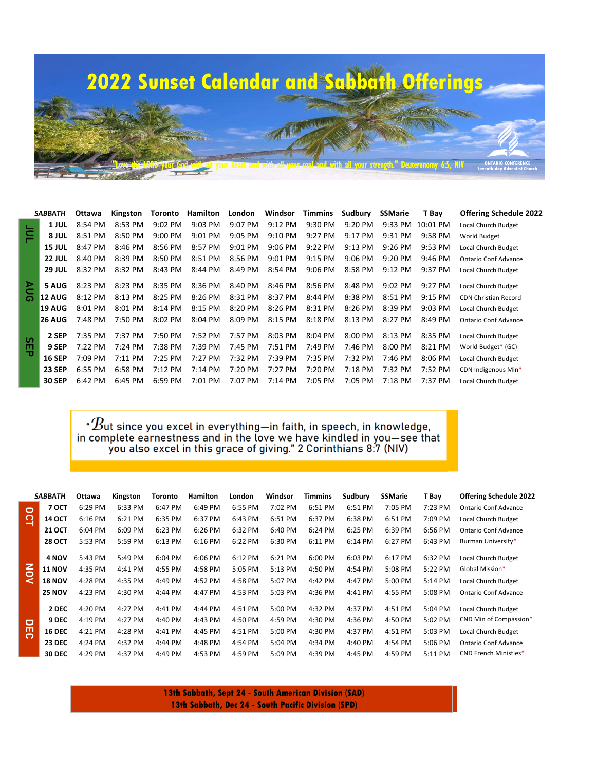# 2022 Sunset Calendar and Sabbath Offerings

"Love the LORD your God with all your heart and with all your soul and with all your strength." Deuteronomy 6:5, NIV

ONTARIO CONFERENCE Seventh-day Adventist Church

| | SABBATH | Ottawa | Kingston | Toronto | Hamilton | London | Windsor | Timmins | Sudbury | SSMarie | T Bay | Offering Schedule 2022 |
|---|---|---|---|---|---|---|---|---|---|---|---|---|
| JUL | 1 JUL | 8:54 PM | 8:53 PM | 9:02 PM | 9:03 PM | 9:07 PM | 9:12 PM | 9:30 PM | 9:20 PM | 9:33 PM | 10:01 PM | Local Church Budget |
| | 8 JUL | 8:51 PM | 8:50 PM | 9:00 PM | 9:01 PM | 9:05 PM | 9:10 PM | 9:27 PM | 9:17 PM | 9:31 PM | 9:58 PM | World Budget |
| | 15 JUL | 8:47 PM | 8:46 PM | 8:56 PM | 8:57 PM | 9:01 PM | 9:06 PM | 9:22 PM | 9:13 PM | 9:26 PM | 9:53 PM | Local Church Budget |
| | 22 JUL | 8:40 PM | 8:39 PM | 8:50 PM | 8:51 PM | 8:56 PM | 9:01 PM | 9:15 PM | 9:06 PM | 9:20 PM | 9:46 PM | Ontario Conf Advance |
| | 29 JUL | 8:32 PM | 8:32 PM | 8:43 PM | 8:44 PM | 8:49 PM | 8:54 PM | 9:06 PM | 8:58 PM | 9:12 PM | 9:37 PM | Local Church Budget |
| AUG | 5 AUG | 8:23 PM | 8:23 PM | 8:35 PM | 8:36 PM | 8:40 PM | 8:46 PM | 8:56 PM | 8:48 PM | 9:02 PM | 9:27 PM | Local Church Budget |
| | 12 AUG | 8:12 PM | 8:13 PM | 8:25 PM | 8:26 PM | 8:31 PM | 8:37 PM | 8:44 PM | 8:38 PM | 8:51 PM | 9:15 PM | CDN Christian Record |
| | 19 AUG | 8:01 PM | 8:01 PM | 8:14 PM | 8:15 PM | 8:20 PM | 8:26 PM | 8:31 PM | 8:26 PM | 8:39 PM | 9:03 PM | Local Church Budget |
| | 26 AUG | 7:48 PM | 7:50 PM | 8:02 PM | 8:04 PM | 8:09 PM | 8:15 PM | 8:18 PM | 8:13 PM | 8:27 PM | 8:49 PM | Ontario Conf Advance |
| SEP | 2 SEP | 7:35 PM | 7:37 PM | 7:50 PM | 7:52 PM | 7:57 PM | 8:03 PM | 8:04 PM | 8:00 PM | 8:13 PM | 8:35 PM | Local Church Budget |
| | 9 SEP | 7:22 PM | 7:24 PM | 7:38 PM | 7:39 PM | 7:45 PM | 7:51 PM | 7:49 PM | 7:46 PM | 8:00 PM | 8:21 PM | World Budget* (GC) |
| | 16 SEP | 7:09 PM | 7:11 PM | 7:25 PM | 7:27 PM | 7:32 PM | 7:39 PM | 7:35 PM | 7:32 PM | 7:46 PM | 8:06 PM | Local Church Budget |
| | 23 SEP | 6:55 PM | 6:58 PM | 7:12 PM | 7:14 PM | 7:20 PM | 7:27 PM | 7:20 PM | 7:18 PM | 7:32 PM | 7:52 PM | CDN Indigenous Min* |
| | 30 SEP | 6:42 PM | 6:45 PM | 6:59 PM | 7:01 PM | 7:07 PM | 7:14 PM | 7:05 PM | 7:05 PM | 7:18 PM | 7:37 PM | Local Church Budget |

"But since you excel in everything—in faith, in speech, in knowledge, in complete earnestness and in the love we have kindled in you—see that you also excel in this grace of giving." 2 Corinthians 8:7 (NIV)

| | SABBATH | Ottawa | Kingston | Toronto | Hamilton | London | Windsor | Timmins | Sudbury | SSMarie | T Bay | Offering Schedule 2022 |
|---|---|---|---|---|---|---|---|---|---|---|---|---|
| OCT | 7 OCT | 6:29 PM | 6:33 PM | 6:47 PM | 6:49 PM | 6:55 PM | 7:02 PM | 6:51 PM | 6:51 PM | 7:05 PM | 7:23 PM | Ontario Conf Advance |
| | 14 OCT | 6:16 PM | 6:21 PM | 6:35 PM | 6:37 PM | 6:43 PM | 6:51 PM | 6:37 PM | 6:38 PM | 6:51 PM | 7:09 PM | Local Church Budget |
| | 21 OCT | 6:04 PM | 6:09 PM | 6:23 PM | 6:26 PM | 6:32 PM | 6:40 PM | 6:24 PM | 6:25 PM | 6:39 PM | 6:56 PM | Ontario Conf Advance |
| | 28 OCT | 5:53 PM | 5:59 PM | 6:13 PM | 6:16 PM | 6:22 PM | 6:30 PM | 6:11 PM | 6:14 PM | 6:27 PM | 6:43 PM | Burman University* |
| NOV | 4 NOV | 5:43 PM | 5:49 PM | 6:04 PM | 6:06 PM | 6:12 PM | 6:21 PM | 6:00 PM | 6:03 PM | 6:17 PM | 6:32 PM | Local Church Budget |
| | 11 NOV | 4:35 PM | 4:41 PM | 4:55 PM | 4:58 PM | 5:05 PM | 5:13 PM | 4:50 PM | 4:54 PM | 5:08 PM | 5:22 PM | Global Mission* |
| | 18 NOV | 4:28 PM | 4:35 PM | 4:49 PM | 4:52 PM | 4:58 PM | 5:07 PM | 4:42 PM | 4:47 PM | 5:00 PM | 5:14 PM | Local Church Budget |
| | 25 NOV | 4:23 PM | 4:30 PM | 4:44 PM | 4:47 PM | 4:53 PM | 5:03 PM | 4:36 PM | 4:41 PM | 4:55 PM | 5:08 PM | Ontario Conf Advance |
| DEC | 2 DEC | 4:20 PM | 4:27 PM | 4:41 PM | 4:44 PM | 4:51 PM | 5:00 PM | 4:32 PM | 4:37 PM | 4:51 PM | 5:04 PM | Local Church Budget |
| | 9 DEC | 4:19 PM | 4:27 PM | 4:40 PM | 4:43 PM | 4:50 PM | 4:59 PM | 4:30 PM | 4:36 PM | 4:50 PM | 5:02 PM | CND Min of Compassion* |
| | 16 DEC | 4:21 PM | 4:28 PM | 4:41 PM | 4:45 PM | 4:51 PM | 5:00 PM | 4:30 PM | 4:37 PM | 4:51 PM | 5:03 PM | Local Church Budget |
| | 23 DEC | 4:24 PM | 4:32 PM | 4:44 PM | 4:48 PM | 4:54 PM | 5:04 PM | 4:34 PM | 4:40 PM | 4:54 PM | 5:06 PM | Ontario Conf Advance |
| | 30 DEC | 4:29 PM | 4:37 PM | 4:49 PM | 4:53 PM | 4:59 PM | 5:09 PM | 4:39 PM | 4:45 PM | 4:59 PM | 5:11 PM | CND French Ministies* |

**13th Sabbath, Sept 24 - South American Division (SAD)**
**13th Sabbath, Dec 24 - South Pacific Division (SPD)**